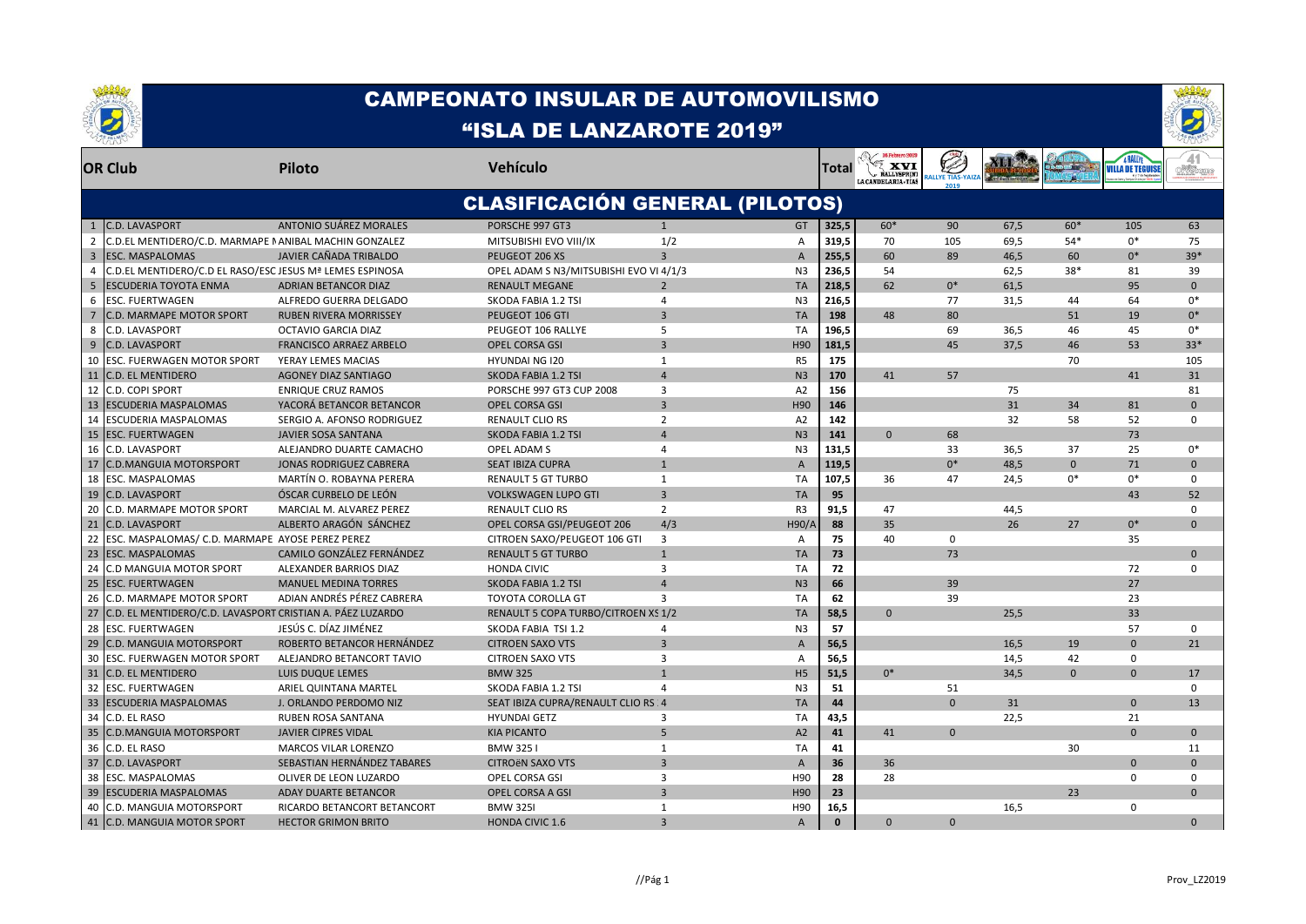# CAMPEONATO INSULAR DE AUTOMOVILISMO

## "ISLA DE LANZAROTE 2019"

## CLASIFICACIÓN GENERAL (PILOTOS)

| OR | Club | Piloto | Vehículo | | | Total | XVI Rallysprint La Candelaria-Tías | Rallye Tías-Yaiza 2019 | XLI | | Rallye Villa de Teguise | 41 |
|---|---|---|---|---|---|---|---|---|---|---|---|---|
| 1 | C.D. LAVASPORT | ANTONIO SUÁREZ MORALES | PORSCHE 997 GT3 | 1 | GT | 325,5 | 60* | 90 | 67,5 | 60* | 105 | 63 |
| 2 | C.D.EL MENTIDERO/C.D. MARMAPE I | ANIBAL MACHIN GONZALEZ | MITSUBISHI EVO VIII/IX | 1/2 | A | 319,5 | 70 | 105 | 69,5 | 54* | 0* | 75 |
| 3 | ESC. MASPALOMAS | JAVIER CAÑADA TRIBALDO | PEUGEOT 206 XS | 3 | A | 255,5 | 60 | 89 | 46,5 | 60 | 0* | 39* |
| 4 | C.D.EL MENTIDERO/C.D EL RASO/ESC | JESUS Mª LEMES ESPINOSA | OPEL ADAM S N3/MITSUBISHI EVO VI | 4/1/3 | N3 | 236,5 | 54 | | 62,5 | 38* | 81 | 39 |
| 5 | ESCUDERIA TOYOTA ENMA | ADRIAN BETANCOR DIAZ | RENAULT MEGANE | 2 | TA | 218,5 | 62 | 0* | 61,5 | | 95 | 0 |
| 6 | ESC. FUERTWAGEN | ALFREDO GUERRA DELGADO | SKODA FABIA 1.2 TSI | 4 | N3 | 216,5 | | 77 | 31,5 | 44 | 64 | 0* |
| 7 | C.D. MARMAPE MOTOR SPORT | RUBEN RIVERA MORRISSEY | PEUGEOT 106 GTI | 3 | TA | 198 | 48 | 80 | | 51 | 19 | 0* |
| 8 | C.D. LAVASPORT | OCTAVIO GARCIA DIAZ | PEUGEOT 106 RALLYE | 5 | TA | 196,5 | | 69 | 36,5 | 46 | 45 | 0* |
| 9 | C.D. LAVASPORT | FRANCISCO ARRAEZ ARBELO | OPEL CORSA GSI | 3 | H90 | 181,5 | | 45 | 37,5 | 46 | 53 | 33* |
| 10 | ESC. FUERWAGEN MOTOR SPORT | YERAY LEMES MACIAS | HYUNDAI NG I20 | 1 | R5 | 175 | | | | 70 | | 105 |
| 11 | C.D. EL MENTIDERO | AGONEY DIAZ SANTIAGO | SKODA FABIA 1.2 TSI | 4 | N3 | 170 | 41 | 57 | | | 41 | 31 |
| 12 | C.D. COPI SPORT | ENRIQUE CRUZ RAMOS | PORSCHE 997 GT3 CUP 2008 | 3 | A2 | 156 | | | 75 | | | 81 |
| 13 | ESCUDERIA MASPALOMAS | YACORÁ BETANCOR BETANCOR | OPEL CORSA GSI | 3 | H90 | 146 | | | 31 | 34 | 81 | 0 |
| 14 | ESCUDERIA MASPALOMAS | SERGIO A. AFONSO RODRIGUEZ | RENAULT CLIO RS | 2 | A2 | 142 | | | 32 | 58 | 52 | 0 |
| 15 | ESC. FUERTWAGEN | JAVIER SOSA SANTANA | SKODA FABIA 1.2 TSI | 4 | N3 | 141 | 0 | 68 | | | 73 | |
| 16 | C.D. LAVASPORT | ALEJANDRO DUARTE CAMACHO | OPEL ADAM S | 4 | N3 | 131,5 | | 33 | 36,5 | 37 | 25 | 0* |
| 17 | C.D.MANGUIA MOTORSPORT | JONAS RODRIGUEZ CABRERA | SEAT IBIZA CUPRA | 1 | A | 119,5 | | 0* | 48,5 | 0 | 71 | 0 |
| 18 | ESC. MASPALOMAS | MARTÍN O. ROBAYNA PERERA | RENAULT 5 GT TURBO | 1 | TA | 107,5 | 36 | 47 | 24,5 | 0* | 0* | 0 |
| 19 | C.D. LAVASPORT | ÓSCAR CURBELO DE LEÓN | VOLKSWAGEN LUPO GTI | 3 | TA | 95 | | | | | 43 | 52 |
| 20 | C.D. MARMAPE MOTOR SPORT | MARCIAL M. ALVAREZ PEREZ | RENAULT CLIO RS | 2 | R3 | 91,5 | 47 | | 44,5 | | | 0 |
| 21 | C.D. LAVASPORT | ALBERTO ARAGÓN SÁNCHEZ | OPEL CORSA GSI/PEUGEOT 206 | 4/3 | H90/A | 88 | 35 | | 26 | 27 | 0* | 0 |
| 22 | ESC. MASPALOMAS/ C.D. MARMAPE | AYOSE PEREZ PEREZ | CITROEN SAXO/PEUGEOT 106 GTI | 3 | A | 75 | 40 | 0 | | | 35 | |
| 23 | ESC. MASPALOMAS | CAMILO GONZÁLEZ FERNÁNDEZ | RENAULT 5 GT TURBO | 1 | TA | 73 | | 73 | | | | 0 |
| 24 | C.D MANGUIA MOTOR SPORT | ALEXANDER BARRIOS DIAZ | HONDA CIVIC | 3 | TA | 72 | | | | | 72 | 0 |
| 25 | ESC. FUERTWAGEN | MANUEL MEDINA TORRES | SKODA FABIA 1.2 TSI | 4 | N3 | 66 | | 39 | | | 27 | |
| 26 | C.D. MARMAPE MOTOR SPORT | ADIAN ANDRÉS PÉREZ CABRERA | TOYOTA COROLLA GT | 3 | TA | 62 | | 39 | | | 23 | |
| 27 | C.D. EL MENTIDERO/C.D. LAVASPORT | CRISTIAN A. PÁEZ LUZARDO | RENAULT 5 COPA TURBO/CITROEN XS | 1/2 | TA | 58,5 | 0 | | 25,5 | | 33 | |
| 28 | ESC. FUERTWAGEN | JESÚS C. DÍAZ JIMÉNEZ | SKODA FABIA TSI 1.2 | 4 | N3 | 57 | | | | | 57 | 0 |
| 29 | C.D. MANGUIA MOTORSPORT | ROBERTO BETANCOR HERNÁNDEZ | CITROEN SAXO VTS | 3 | A | 56,5 | | | 16,5 | 19 | 0 | 21 |
| 30 | ESC. FUERWAGEN MOTOR SPORT | ALEJANDRO BETANCORT TAVIO | CITROEN SAXO VTS | 3 | A | 56,5 | | | 14,5 | 42 | 0 | |
| 31 | C.D. EL MENTIDERO | LUIS DUQUE LEMES | BMW 325 | 1 | H5 | 51,5 | 0* | | 34,5 | 0 | 0 | 17 |
| 32 | ESC. FUERTWAGEN | ARIEL QUINTANA MARTEL | SKODA FABIA 1.2 TSI | 4 | N3 | 51 | | 51 | | | | 0 |
| 33 | ESCUDERIA MASPALOMAS | J. ORLANDO PERDOMO NIZ | SEAT IBIZA CUPRA/RENAULT CLIO RS | 4 | TA | 44 | | 0 | 31 | | 0 | 13 |
| 34 | C.D. EL RASO | RUBEN ROSA SANTANA | HYUNDAI GETZ | 3 | TA | 43,5 | | | 22,5 | | 21 | |
| 35 | C.D.MANGUIA MOTORSPORT | JAVIER CIPRES VIDAL | KIA PICANTO | 5 | A2 | 41 | 41 | 0 | | | 0 | 0 |
| 36 | C.D. EL RASO | MARCOS VILAR LORENZO | BMW 325 I | 1 | TA | 41 | | | | 30 | | 11 |
| 37 | C.D. LAVASPORT | SEBASTIAN HERNÁNDEZ TABARES | CITROëN SAXO VTS | 3 | A | 36 | 36 | | | | 0 | 0 |
| 38 | ESC. MASPALOMAS | OLIVER DE LEON LUZARDO | OPEL CORSA GSI | 3 | H90 | 28 | 28 | | | | 0 | 0 |
| 39 | ESCUDERIA MASPALOMAS | ADAY DUARTE BETANCOR | OPEL CORSA A GSI | 3 | H90 | 23 | | | | 23 | | 0 |
| 40 | C.D. MANGUIA MOTORSPORT | RICARDO BETANCORT BETANCORT | BMW 325I | 1 | H90 | 16,5 | | | 16,5 | | 0 | |
| 41 | C.D. MANGUIA MOTOR SPORT | HECTOR GRIMON BRITO | HONDA CIVIC 1.6 | 3 | A | 0 | 0 | 0 | | | | 0 |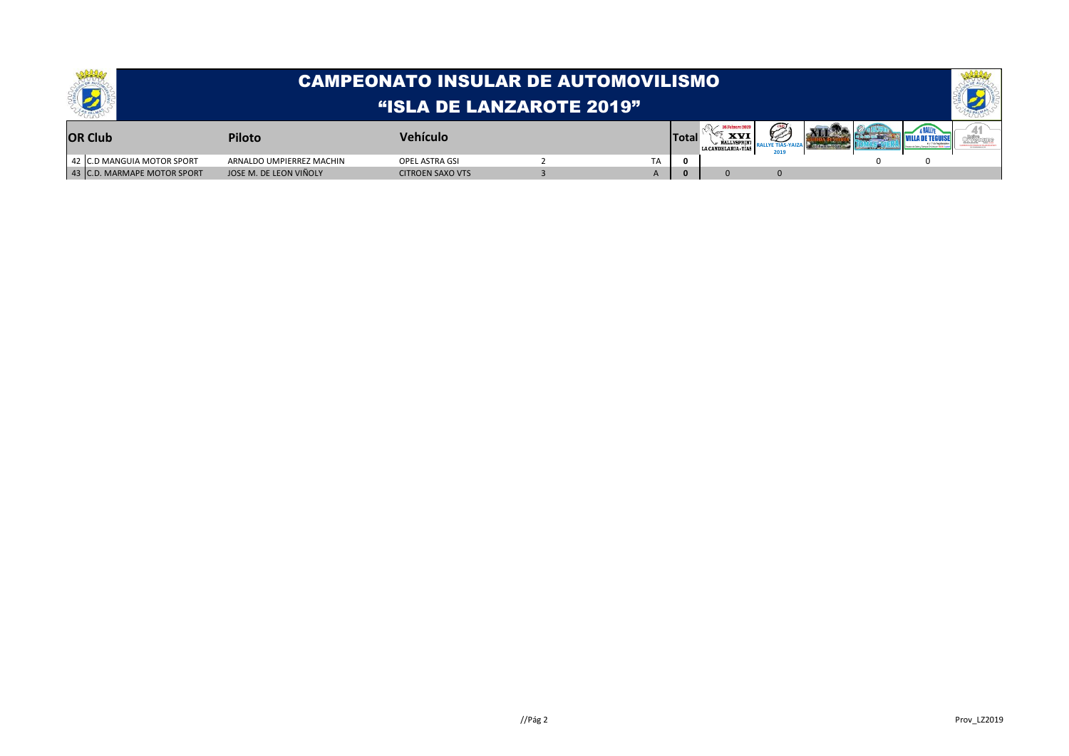# CAMPEONATO INSULAR DE AUTOMOVILISMO
## "ISLA DE LANZAROTE 2019"

| OR | Club | Piloto | Vehículo | | | Total | XVI Rallysprint La Candelaria - Tias | Rallye Tias-Yaiza 2019 | XLI | | Rallye Villa de Teguise | 41 |
|---|---|---|---|---|---|---|---|---|---|---|---|---|
| 42 | C.D MANGUIA MOTOR SPORT | ARNALDO UMPIERREZ MACHIN | OPEL ASTRA GSI | 2 | TA | 0 | | | | 0 | 0 | |
| 43 | C.D. MARMAPE MOTOR SPORT | JOSE M. DE LEON VIÑOLY | CITROEN SAXO VTS | 3 | A | 0 | 0 | 0 | | | | |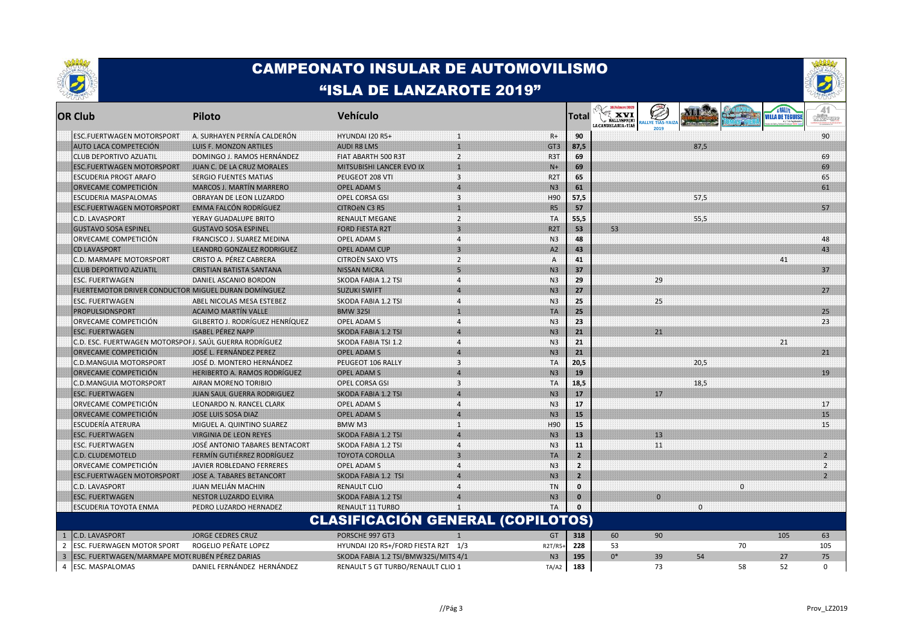# CAMPEONATO INSULAR DE AUTOMOVILISMO

## "ISLA DE LANZAROTE 2019"

| OR | Club | Piloto | Vehículo | | | Total | XVI Rallysprint La Candelaria-Tías | Rallye Tías-Yaiza 2019 | XLI | | Rallye Villa de Teguise | 41 |
|---|---|---|---|---|---|---|---|---|---|---|---|---|
| | ESC.FUERTWAGEN MOTORSPORT | A. SURHAYEN PERNÍA CALDERÓN | HYUNDAI I20 R5+ | 1 | R+ | 90 | | | | | | 90 |
| | AUTO LACA COMPETECIÓN | LUIS F. MONZON ARTILES | AUDI R8 LMS | 1 | GT3 | 87,5 | | | 87,5 | | | |
| | CLUB DEPORTIVO AZUATIL | DOMINGO J. RAMOS HERNÁNDEZ | FIAT ABARTH 500 R3T | 2 | R3T | 69 | | | | | | 69 |
| | ESC.FUERTWAGEN MOTORSPORT | JUAN C. DE LA CRUZ MORALES | MITSUBISHI LANCER EVO IX | 1 | N+ | 69 | | | | | | 69 |
| | ESCUDERIA PROGT ARAFO | SERGIO FUENTES MATIAS | PEUGEOT 208 VTI | 3 | R2T | 65 | | | | | | 65 |
| | ORVECAME COMPETICIÓN | MARCOS J. MARTÍN MARRERO | OPEL ADAM S | 4 | N3 | 61 | | | | | | 61 |
| | ESCUDERIA MASPALOMAS | OBRAYAN DE LEON LUZARDO | OPEL CORSA GSI | 3 | H90 | 57,5 | | | 57,5 | | | |
| | ESC.FUERTWAGEN MOTORSPORT | EMMA FALCÓN RODRÍGUEZ | CITROëN C3 R5 | 1 | R5 | 57 | | | | | | 57 |
| | C.D. LAVASPORT | YERAY GUADALUPE BRITO | RENAULT MEGANE | 2 | TA | 55,5 | | | 55,5 | | | |
| | GUSTAVO SOSA ESPINEL | GUSTAVO SOSA ESPINEL | FORD FIESTA R2T | 3 | R2T | 53 | 53 | | | | | |
| | ORVECAME COMPETICIÓN | FRANCISCO J. SUAREZ MEDINA | OPEL ADAM S | 4 | N3 | 48 | | | | | | 48 |
| | CD LAVASPORT | LEANDRO GONZALEZ RODRIGUEZ | OPEL ADAM CUP | 3 | A2 | 43 | | | | | | 43 |
| | C.D. MARMAPE MOTORSPORT | CRISTO A. PÉREZ CABRERA | CITROËN SAXO VTS | 2 | A | 41 | | | | | 41 | |
| | CLUB DEPORTIVO AZUATIL | CRISTIAN BATISTA SANTANA | NISSAN MICRA | 5 | N3 | 37 | | | | | | 37 |
| | ESC. FUERTWAGEN | DANIEL ASCANIO BORDON | SKODA FABIA 1.2 TSI | 4 | N3 | 29 | | 29 | | | | |
| | FUERTEMOTOR DRIVER CONDUCTOR | MIGUEL DURAN DOMÍNGUEZ | SUZUKI SWIFT | 4 | N3 | 27 | | | | | | 27 |
| | ESC. FUERTWAGEN | ABEL NICOLAS MESA ESTEBEZ | SKODA FABIA 1.2 TSI | 4 | N3 | 25 | | 25 | | | | |
| | PROPULSIONSPORT | ACAIMO MARTÍN VALLE | BMW 325I | 1 | TA | 25 | | | | | | 25 |
| | ORVECAME COMPETICIÓN | GILBERTO J. RODRÍGUEZ HENRÍQUEZ | OPEL ADAM S | 4 | N3 | 23 | | | | | | 23 |
| | ESC. FUERTWAGEN | ISABEL PÉREZ NAPP | SKODA FABIA 1.2 TSI | 4 | N3 | 21 | | 21 | | | | |
| | C.D. ESC. FUERTWAGEN MOTORSPOR | J. SAÚL GUERRA RODRÍGUEZ | SKODA FABIA TSI 1.2 | 4 | N3 | 21 | | | | | 21 | |
| | ORVECAME COMPETICIÓN | JOSÉ L. FERNÁNDEZ PEREZ | OPEL ADAM S | 4 | N3 | 21 | | | | | | 21 |
| | C.D.MANGUIA MOTORSPORT | JOSÉ D. MONTERO HERNÁNDEZ | PEUGEOT 106 RALLY | 3 | TA | 20,5 | | | 20,5 | | | |
| | ORVECAME COMPETICIÓN | HERIBERTO A. RAMOS RODRÍGUEZ | OPEL ADAM S | 4 | N3 | 19 | | | | | | 19 |
| | C.D.MANGUIA MOTORSPORT | AIRAN MORENO TORIBIO | OPEL CORSA GSI | 3 | TA | 18,5 | | | 18,5 | | | |
| | ESC. FUERTWAGEN | JUAN SAUL GUERRA RODRIGUEZ | SKODA FABIA 1.2 TSI | 4 | N3 | 17 | | 17 | | | | |
| | ORVECAME COMPETICIÓN | LEONARDO N. RANCEL CLARK | OPEL ADAM S | 4 | N3 | 17 | | | | | | 17 |
| | ORVECAME COMPETICIÓN | JOSE LUIS SOSA DIAZ | OPEL ADAM S | 4 | N3 | 15 | | | | | | 15 |
| | ESCUDERÍA ATERURA | MIGUEL A. QUINTINO SUAREZ | BMW M3 | 1 | H90 | 15 | | | | | | 15 |
| | ESC. FUERTWAGEN | VIRGINIA DE LEON REYES | SKODA FABIA 1.2 TSI | 4 | N3 | 13 | | 13 | | | | |
| | ESC. FUERTWAGEN | JOSÉ ANTONIO TABARES BENTACORT | SKODA FABIA 1.2 TSI | 4 | N3 | 11 | | 11 | | | | |
| | C.D. CLUDEMOTELD | FERMÍN GUTIÉRREZ RODRÍGUEZ | TOYOTA COROLLA | 3 | TA | 2 | | | | | | 2 |
| | ORVECAME COMPETICIÓN | JAVIER ROBLEDANO FERRERES | OPEL ADAM S | 4 | N3 | 2 | | | | | | 2 |
| | ESC.FUERTWAGEN MOTORSPORT | JOSE A. TABARES BETANCORT | SKODA FABIA 1.2 TSI | 4 | N3 | 2 | | | | | | 2 |
| | C.D. LAVASPORT | JUAN MELIÁN MACHIN | RENAULT CLIO | 4 | TN | 0 | | | | 0 | | |
| | ESC. FUERTWAGEN | NESTOR LUZARDO ELVIRA | SKODA FABIA 1.2 TSI | 4 | N3 | 0 | | 0 | | | | |
| | ESCUDERIA TOYOTA ENMA | PEDRO LUZARDO HERNADEZ | RENAULT 11 TURBO | 1 | TA | 0 | | | 0 | | | |

## CLASIFICACIÓN GENERAL (COPILOTOS)

| | Club | Piloto | Vehículo | | | Total | XVI Rallysprint La Candelaria-Tías | Rallye Tías-Yaiza 2019 | XLI | | Rallye Villa de Teguise | 41 |
|---|---|---|---|---|---|---|---|---|---|---|---|---|
| 1 | C.D. LAVASPORT | JORGE CEDRES CRUZ | PORSCHE 997 GT3 | 1 | GT | 318 | 60 | 90 | | | 105 | 63 |
| 2 | ESC. FUERWAGEN MOTOR SPORT | ROGELIO PEÑATE LOPEZ | HYUNDAI I20 R5+/FORD FIESTA R2T | 1/3 | R2T/R5+ | 228 | 53 | | | 70 | | 105 |
| 3 | ESC. FUERTWAGEN/MARMAPE MOT | RUBÉN PÉREZ DARIAS | SKODA FABIA 1.2 TSI/BMW325i/MITS | 4/1 | N3 | 195 | 0* | 39 | 54 | | 27 | 75 |
| 4 | ESC. MASPALOMAS | DANIEL FERNÁNDEZ HERNÁNDEZ | RENAULT 5 GT TURBO/RENAULT CLIO | 1 | TA/A2 | 183 | | 73 | | 58 | 52 | 0 |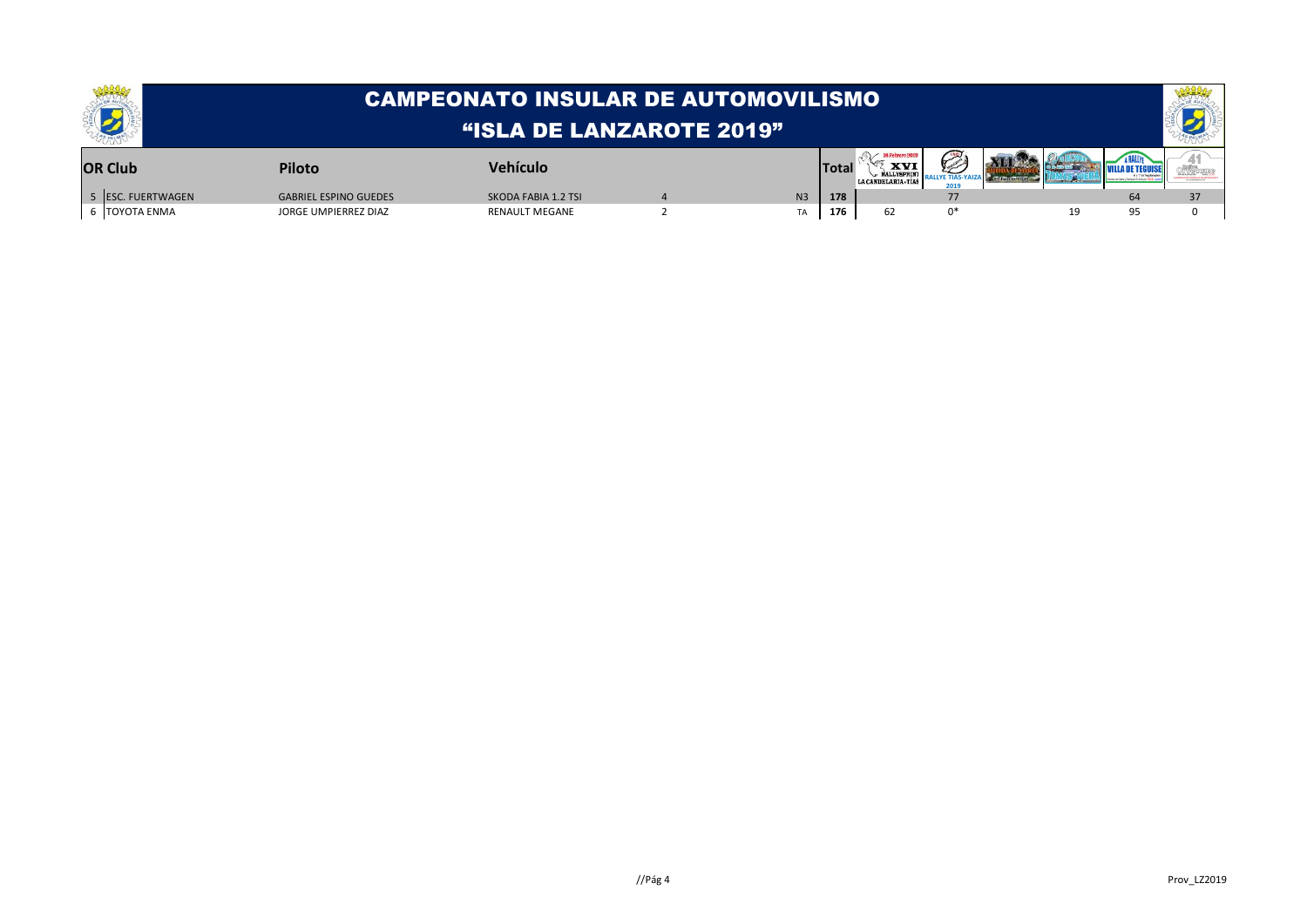# CAMPEONATO INSULAR DE AUTOMOVILISMO

## "ISLA DE LANZAROTE 2019"

| OR | Club | Piloto | Vehículo | | | Total | XVI Rallysprint La Candelaria-Tías | Rallye Tías-Yaiza 2019 | XLI | | Rallye Villa de Teguise | 41 |
|---|---|---|---|---|---|---|---|---|---|---|---|---|
| 5 | ESC. FUERTWAGEN | GABRIEL ESPINO GUEDES | SKODA FABIA 1.2 TSI | 4 | N3 | 178 | | 77 | | | 64 | 37 |
| 6 | TOYOTA ENMA | JORGE UMPIERREZ DIAZ | RENAULT MEGANE | 2 | TA | 176 | 62 | 0* | | 19 | 95 | 0 |

Prov_LZ2019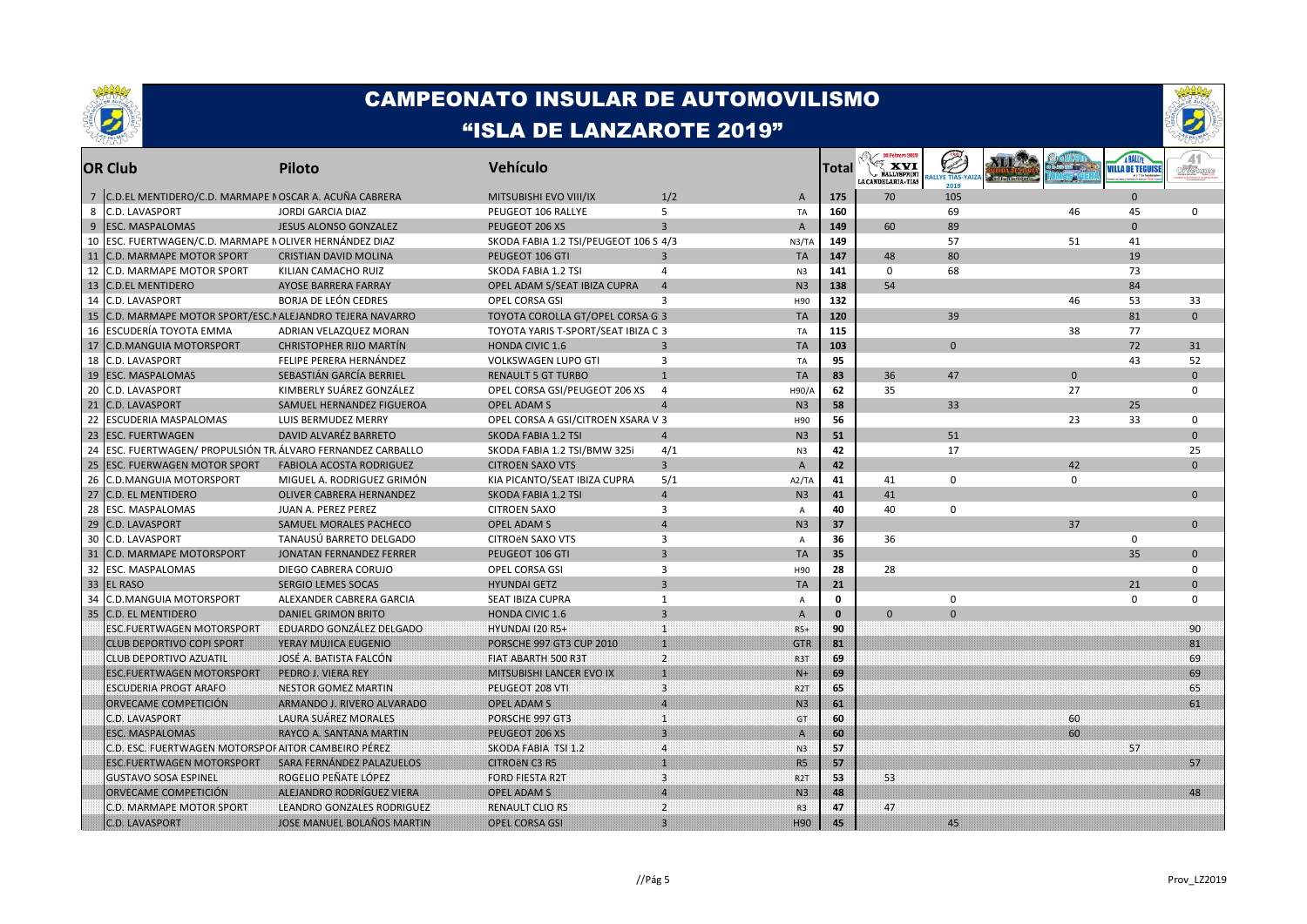# CAMPEONATO INSULAR DE AUTOMOVILISMO

## "ISLA DE LANZAROTE 2019"

| OR | Club | Piloto | Vehículo | | | Total | XVI Rallysprint La Candelaria-Tías | Rallye Tías-Yaiza 2019 | XLI | | Rally Villa de Teguise | 41 |
|---|---|---|---|---|---|---|---|---|---|---|---|---|
| 7 | C.D.EL MENTIDERO/C.D. MARMAPE M | OSCAR A. ACUÑA CABRERA | MITSUBISHI EVO VIII/IX | 1/2 | A | 175 | 70 | 105 | | | 0 | |
| 8 | C.D. LAVASPORT | JORDI GARCIA DIAZ | PEUGEOT 106 RALLYE | 5 | TA | 160 | | 69 | | 46 | 45 | 0 |
| 9 | ESC. MASPALOMAS | JESUS ALONSO GONZALEZ | PEUGEOT 206 XS | 3 | A | 149 | 60 | 89 | | | 0 | |
| 10 | ESC. FUERTWAGEN/C.D. MARMAPE M | OLIVER HERNÁNDEZ DIAZ | SKODA FABIA 1.2 TSI/PEUGEOT 106 S | 4/3 | N3/TA | 149 | | 57 | | 51 | 41 | |
| 11 | C.D. MARMAPE MOTOR SPORT | CRISTIAN DAVID MOLINA | PEUGEOT 106 GTI | 3 | TA | 147 | 48 | 80 | | | 19 | |
| 12 | C.D. MARMAPE MOTOR SPORT | KILIAN CAMACHO RUIZ | SKODA FABIA 1.2 TSI | 4 | N3 | 141 | 0 | 68 | | | 73 | |
| 13 | C.D.EL MENTIDERO | AYOSE BARRERA FARRAY | OPEL ADAM S/SEAT IBIZA CUPRA | 4 | N3 | 138 | 54 | | | | 84 | |
| 14 | C.D. LAVASPORT | BORJA DE LEÓN CEDRES | OPEL CORSA GSI | 3 | H90 | 132 | | | | 46 | 53 | 33 |
| 15 | C.D. MARMAPE MOTOR SPORT/ESC.M | ALEJANDRO TEJERA NAVARRO | TOYOTA COROLLA GT/OPEL CORSA G | 3 | TA | 120 | | 39 | | | 81 | 0 |
| 16 | ESCUDERÍA TOYOTA EMMA | ADRIAN VELAZQUEZ MORAN | TOYOTA YARIS T-SPORT/SEAT IBIZA C | 3 | TA | 115 | | | | 38 | 77 | |
| 17 | C.D.MANGUIA MOTORSPORT | CHRISTOPHER RIJO MARTÍN | HONDA CIVIC 1.6 | 3 | TA | 103 | | 0 | | | 72 | 31 |
| 18 | C.D. LAVASPORT | FELIPE PERERA HERNÁNDEZ | VOLKSWAGEN LUPO GTI | 3 | TA | 95 | | | | | 43 | 52 |
| 19 | ESC. MASPALOMAS | SEBASTIÁN GARCÍA BERRIEL | RENAULT 5 GT TURBO | 1 | TA | 83 | 36 | 47 | | 0 | | 0 |
| 20 | C.D. LAVASPORT | KIMBERLY SUÁREZ GONZÁLEZ | OPEL CORSA GSI/PEUGEOT 206 XS | 4 | H90/A | 62 | 35 | | | 27 | | 0 |
| 21 | C.D. LAVASPORT | SAMUEL HERNANDEZ FIGUEROA | OPEL ADAM S | 4 | N3 | 58 | | 33 | | | 25 | |
| 22 | ESCUDERIA MASPALOMAS | LUIS BERMUDEZ MERRY | OPEL CORSA A GSI/CITROEN XSARA V | 3 | H90 | 56 | | | | 23 | 33 | 0 |
| 23 | ESC. FUERTWAGEN | DAVID ALVARÉZ BARRETO | SKODA FABIA 1.2 TSI | 4 | N3 | 51 | | 51 | | | | 0 |
| 24 | ESC. FUERTWAGEN/ PROPULSIÓN TR | ÁLVARO FERNANDEZ CARBALLO | SKODA FABIA 1.2 TSI/BMW 325i | 4/1 | N3 | 42 | | 17 | | | | 25 |
| 25 | ESC. FUERWAGEN MOTOR SPORT | FABIOLA ACOSTA RODRIGUEZ | CITROEN SAXO VTS | 3 | A | 42 | | | | 42 | | 0 |
| 26 | C.D.MANGUIA MOTORSPORT | MIGUEL A. RODRIGUEZ GRIMÓN | KIA PICANTO/SEAT IBIZA CUPRA | 5/1 | A2/TA | 41 | 41 | 0 | | 0 | | |
| 27 | C.D. EL MENTIDERO | OLIVER CABRERA HERNANDEZ | SKODA FABIA 1.2 TSI | 4 | N3 | 41 | 41 | | | | | 0 |
| 28 | ESC. MASPALOMAS | JUAN A. PEREZ PEREZ | CITROEN SAXO | 3 | A | 40 | 40 | 0 | | | | |
| 29 | C.D. LAVASPORT | SAMUEL MORALES PACHECO | OPEL ADAM S | 4 | N3 | 37 | | | | 37 | | 0 |
| 30 | C.D. LAVASPORT | TANAUSÚ BARRETO DELGADO | CITROëN SAXO VTS | 3 | A | 36 | 36 | | | | 0 | |
| 31 | C.D. MARMAPE MOTORSPORT | JONATAN FERNANDEZ FERRER | PEUGEOT 106 GTI | 3 | TA | 35 | | | | | 35 | 0 |
| 32 | ESC. MASPALOMAS | DIEGO CABRERA CORUJO | OPEL CORSA GSI | 3 | H90 | 28 | 28 | | | | | 0 |
| 33 | EL RASO | SERGIO LEMES SOCAS | HYUNDAI GETZ | 3 | TA | 21 | | | | | 21 | 0 |
| 34 | C.D.MANGUIA MOTORSPORT | ALEXANDER CABRERA GARCIA | SEAT IBIZA CUPRA | 1 | A | 0 | | 0 | | | 0 | 0 |
| 35 | C.D. EL MENTIDERO | DANIEL GRIMON BRITO | HONDA CIVIC 1.6 | 3 | A | 0 | 0 | 0 | | | | |
| | ESC.FUERTWAGEN MOTORSPORT | EDUARDO GONZÁLEZ DELGADO | HYUNDAI I20 R5+ | 1 | R5+ | 90 | | | | | | 90 |
| | CLUB DEPORTIVO COPI SPORT | YERAY MUJICA EUGENIO | PORSCHE 997 GT3 CUP 2010 | 1 | GTR | 81 | | | | | | 81 |
| | CLUB DEPORTIVO AZUATIL | JOSÉ A. BATISTA FALCÓN | FIAT ABARTH 500 R3T | 2 | R3T | 69 | | | | | | 69 |
| | ESC.FUERTWAGEN MOTORSPORT | PEDRO J. VIERA REY | MITSUBISHI LANCER EVO IX | 1 | N+ | 69 | | | | | | 69 |
| | ESCUDERIA PROGT ARAFO | NESTOR GOMEZ MARTIN | PEUGEOT 208 VTI | 3 | R2T | 65 | | | | | | 65 |
| | ORVECAME COMPETICIÓN | ARMANDO J. RIVERO ALVARADO | OPEL ADAM S | 4 | N3 | 61 | | | | | | 61 |
| | C.D. LAVASPORT | LAURA SUÁREZ MORALES | PORSCHE 997 GT3 | 1 | GT | 60 | | | | 60 | | |
| | ESC. MASPALOMAS | RAYCO A. SANTANA MARTIN | PEUGEOT 206 XS | 3 | A | 60 | | | | 60 | | |
| | C.D. ESC. FUERTWAGEN MOTORSPOR | AITOR CAMBEIRO PÉREZ | SKODA FABIA TSI 1.2 | 4 | N3 | 57 | | | | | 57 | |
| | ESC.FUERTWAGEN MOTORSPORT | SARA FERNÁNDEZ PALAZUELOS | CITROëN C3 R5 | 1 | R5 | 57 | | | | | | 57 |
| | GUSTAVO SOSA ESPINEL | ROGELIO PEÑATE LÓPEZ | FORD FIESTA R2T | 3 | R2T | 53 | 53 | | | | | |
| | ORVECAME COMPETICIÓN | ALEJANDRO RODRÍGUEZ VIERA | OPEL ADAM S | 4 | N3 | 48 | | | | | | 48 |
| | C.D. MARMAPE MOTOR SPORT | LEANDRO GONZALES RODRIGUEZ | RENAULT CLIO RS | 2 | R3 | 47 | 47 | | | | | |
| | C.D. LAVASPORT | JOSE MANUEL BOLAÑOS MARTIN | OPEL CORSA GSI | 3 | H90 | 45 | | 45 | | | | |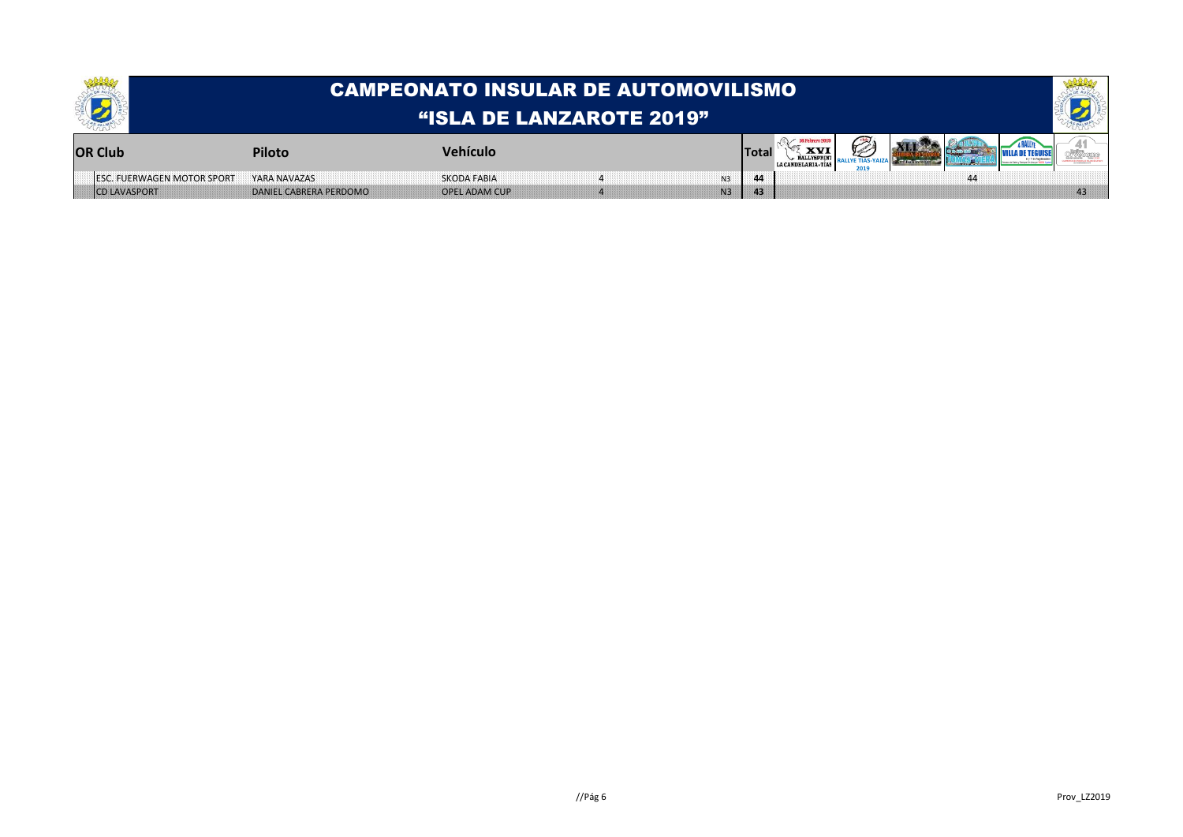# CAMPEONATO INSULAR DE AUTOMOVILISMO
## "ISLA DE LANZAROTE 2019"

| OR | Club | Piloto | Vehículo | | | Total | XVI Rallysprint La Candelaria-Tias | Rallye Tias-Yaiza 2019 | XLI | | Rallye Villa de Teguise | 41 |
|---|---|---|---|---|---|---|---|---|---|---|---|---|
| | ESC. FUERWAGEN MOTOR SPORT | YARA NAVAZAS | SKODA FABIA | 4 | N3 | **44** | | | | 44 | | |
| | CD LAVASPORT | DANIEL CABRERA PERDOMO | OPEL ADAM CUP | 4 | N3 | **43** | | | | | | 43 |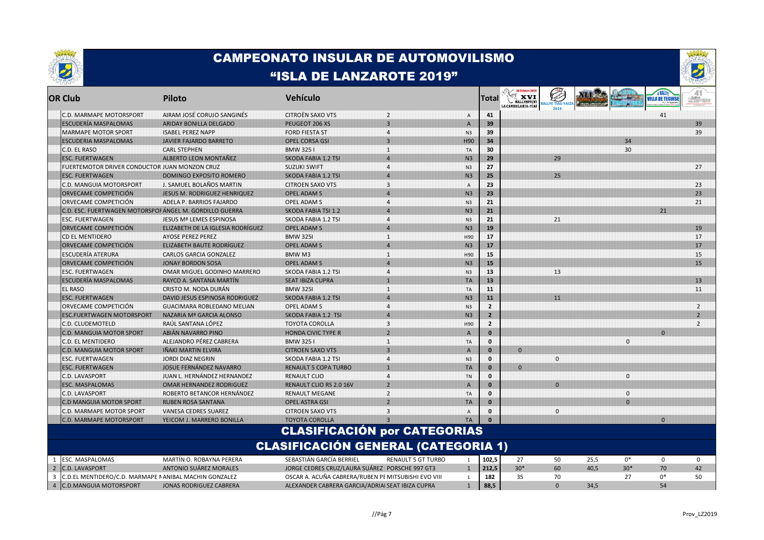# CAMPEONATO INSULAR DE AUTOMOVILISMO
## "ISLA DE LANZAROTE 2019"

| OR | Club | Piloto | Vehículo | | | Total | XVI Rallysprint La Candelaria-Tías | Rallye Tías-Yaiza 2019 | XLI | | Rallye Villa de Teguise | 41 |
|---|---|---|---|---|---|---|---|---|---|---|---|---|
| | C.D. MARMAPE MOTORSPORT | AIRAM JOSÉ CORUJO SANGINÉS | CITROËN SAXO VTS | 2 | A | 41 | | | | | 41 | |
| | ESCUDERÍA MASPALOMAS | ARIDAY BONILLA DELGADO | PEUGEOT 206 XS | 3 | A | 39 | | | | | | 39 |
| | MARMAPE MOTOR SPORT | ISABEL PEREZ NAPP | FORD FIESTA ST | 4 | N3 | 39 | | | | | | 39 |
| | ESCUDERIA MASPALOMAS | JAVIER FAJARDO BARRETO | OPEL CORSA GSI | 3 | H90 | 34 | | | | 34 | | |
| | C.D. EL RASO | CARL STEPHEN | BMW 325 I | 1 | TA | 30 | | | | 30 | | |
| | ESC. FUERTWAGEN | ALBERTO LEON MONTAÑEZ | SKODA FABIA 1.2 TSI | 4 | N3 | 29 | | 29 | | | | |
| | FUERTEMOTOR DRIVER CONDUCTOR | JUAN MONZON CRUZ | SUZUKI SWIFT | 4 | N3 | 27 | | | | | | 27 |
| | ESC. FUERTWAGEN | DOMINGO EXPOSITO ROMERO | SKODA FABIA 1.2 TSI | 4 | N3 | 25 | | 25 | | | | |
| | C.D. MANGUIA MOTORSPORT | J. SAMUEL BOLAÑOS MARTIN | CITROEN SAXO VTS | 3 | A | 23 | | | | | | 23 |
| | ORVECAME COMPETICIÓN | JESUS M. RODRIGUEZ HENRIQUEZ | OPEL ADAM S | 4 | N3 | 23 | | | | | | 23 |
| | ORVECAME COMPETICIÓN | ADELA P. BARRIOS FAJARDO | OPEL ADAM S | 4 | N3 | 21 | | | | | | 21 |
| | C.D. ESC. FUERTWAGEN MOTORSPOR | ÁNGEL M. GORDILLO GUERRA | SKODA FABIA TSI 1.2 | 4 | N3 | 21 | | | | | 21 | |
| | ESC. FUERTWAGEN | JESUS Mª LEMES ESPINOSA | SKODA FABIA 1.2 TSI | 4 | N3 | 21 | | 21 | | | | |
| | ORVECAME COMPETICIÓN | ELIZABETH DE LA IGLESIA RODRÍGUEZ | OPEL ADAM S | 4 | N3 | 19 | | | | | | 19 |
| | CD EL MENTIDERO | AYOSE PEREZ PEREZ | BMW 325I | 1 | H90 | 17 | | | | | | 17 |
| | ORVECAME COMPETICIÓN | ELIZABETH BAUTE RODRÍGUEZ | OPEL ADAM S | 4 | N3 | 17 | | | | | | 17 |
| | ESCUDERÍA ATERURA | CARLOS GARCIA GONZALEZ | BMW M3 | 1 | H90 | 15 | | | | | | 15 |
| | ORVECAME COMPETICIÓN | JONAY BORDON SOSA | OPEL ADAM S | 4 | N3 | 15 | | | | | | 15 |
| | ESC. FUERTWAGEN | OMAR MIGUEL GODINHO MARRERO | SKODA FABIA 1.2 TSI | 4 | N3 | 13 | | 13 | | | | |
| | ESCUDERÍA MASPALOMAS | RAYCO A. SANTANA MARTÍN | SEAT IBIZA CUPRA | 1 | TA | 13 | | | | | | 13 |
| | EL RASO | CRISTO M. NODA DURÁN | BMW 325I | 1 | TA | 11 | | | | | | 11 |
| | ESC. FUERTWAGEN | DAVID JESUS ESPINOSA RODRIGUEZ | SKODA FABIA 1.2 TSI | 4 | N3 | 11 | | 11 | | | | |
| | ORVECAME COMPETICIÓN | GUACIMARA ROBLEDANO MELIAN | OPEL ADAM S | 4 | N3 | 2 | | | | | | 2 |
| | ESC.FUERTWAGEN MOTORSPORT | NAZARIA Mª GARCIA ALONSO | SKODA FABIA 1.2 TSI | 4 | N3 | 2 | | | | | | 2 |
| | C.D. CLUDEMOTELD | RAÚL SANTANA LÓPEZ | TOYOTA COROLLA | 3 | H90 | 2 | | | | | | 2 |
| | C.D. MANGUIA MOTOR SPORT | ABIÁN NAVARRO PINO | HONDA CIVIC TYPE R | 2 | A | 0 | | | | | 0 | |
| | C.D. EL MENTIDERO | ALEJANDRO PÉREZ CABRERA | BMW 325 I | 1 | TA | 0 | | | | 0 | | |
| | C.D. MANGUIA MOTOR SPORT | IÑAKI MARTIN ELVIRA | CITROEN SAXO VTS | 3 | A | 0 | 0 | | | | | |
| | ESC. FUERTWAGEN | JORDI DIAZ NEGRIN | SKODA FABIA 1.2 TSI | 4 | N3 | 0 | | 0 | | | | |
| | ESC. FUERTWAGEN | JOSUE FERNÁNDEZ NAVARRO | RENAULT 5 COPA TURBO | 1 | TA | 0 | 0 | | | | | |
| | C.D. LAVASPORT | JUAN L. HERNÁNDEZ HERNANDEZ | RENAULT CLIO | 4 | TN | 0 | | | | 0 | | |
| | ESC. MASPALOMAS | OMAR HERNANDEZ RODRIGUEZ | RENAULT CLIO RS 2.0 16V | 2 | A | 0 | | 0 | | | | |
| | C.D. LAVASPORT | ROBERTO BETANCOR HERNÁNDEZ | RENAULT MEGANE | 2 | TA | 0 | | | | 0 | | |
| | C.D MANGUIA MOTOR SPORT | RUBEN ROSA SANTANA | OPEL ASTRA GSI | 2 | TA | 0 | | | | 0 | | |
| | C.D. MARMAPE MOTOR SPORT | VANESA CEDRES SUAREZ | CITROEN SAXO VTS | 3 | A | 0 | | 0 | | | | |
| | C.D. MARMAPE MOTORSPORT | YEICOM J. MARRERO BONILLA | TOYOTA COROLLA | 3 | TA | 0 | | | | | 0 | |

## CLASIFICACIÓN por CATEGORIAS

## CLASIFICACIÓN GENERAL (CATEGORIA 1)

| OR | Club | Piloto | Copiloto | Vehículo | | Total | | | | | | |
|---|---|---|---|---|---|---|---|---|---|---|---|---|
| 1 | ESC. MASPALOMAS | MARTÍN O. ROBAYNA PERERA | SEBASTIÁN GARCÍA BERRIEL | RENAULT 5 GT TURBO | 1 | 102,5 | 27 | 50 | 25,5 | 0* | 0 | 0 |
| 2 | C.D. LAVASPORT | ANTONIO SUÁREZ MORALES | JORGE CEDRES CRUZ/LAURA SUÁREZ | PORSCHE 997 GT3 | 1 | 212,5 | 30* | 60 | 40,5 | 30* | 70 | 42 |
| 3 | C.D.EL MENTIDERO/C.D. MARMAPE M | ANIBAL MACHIN GONZALEZ | OSCAR A. ACUÑA CABRERA/RUBEN PE | MITSUBISHI EVO VIII | 1 | 182 | 35 | 70 | | 27 | 0* | 50 |
| 4 | C.D.MANGUIA MOTORSPORT | JONAS RODRIGUEZ CABRERA | ALEXANDER CABRERA GARCIA/ADRIAI | SEAT IBIZA CUPRA | 1 | 88,5 | | 0 | 34,5 | | 54 | |

//Pág 7

Prov_LZ2019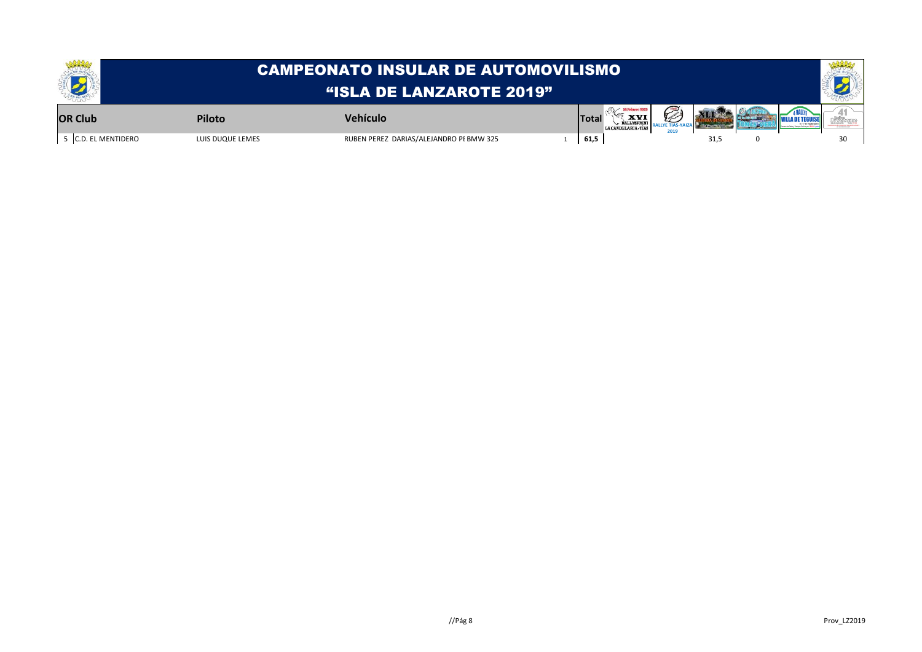# CAMPEONATO INSULAR DE AUTOMOVILISMO
## "ISLA DE LANZAROTE 2019"

| OR | Club | Piloto | Vehículo | | Total | XVI Rallysprint La Candelaria-Tías | Rallye Tías-Yaiza 2019 | XLI | | Villa de Teguise | 41 |
|---|---|---|---|---|---|---|---|---|---|---|---|
| 5 | C.D. EL MENTIDERO | LUIS DUQUE LEMES | RUBEN PEREZ DARIAS/ALEJANDRO PI BMW 325 | 1 | 61,5 | | | 31,5 | 0 | | 30 |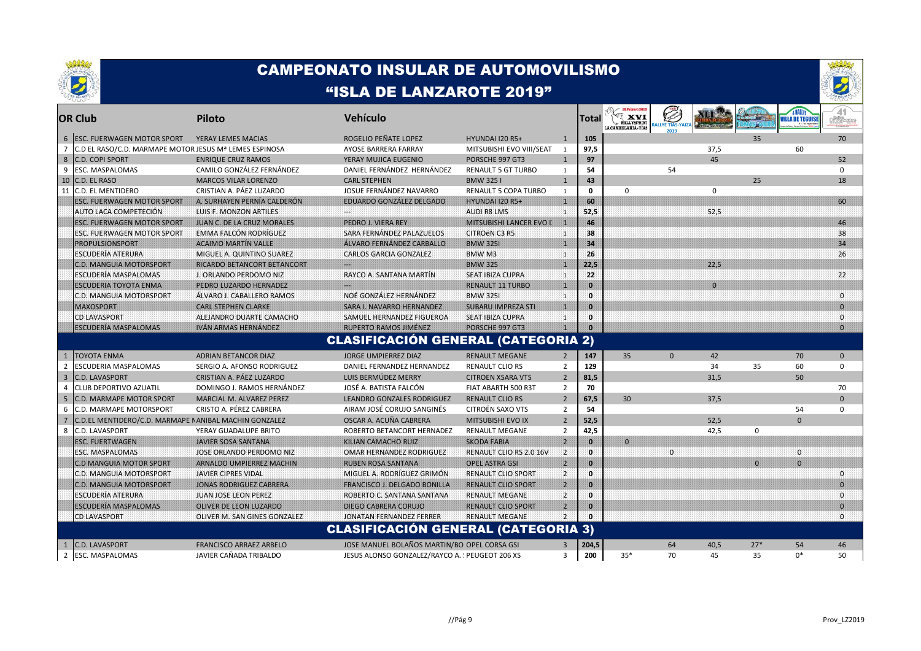# CAMPEONATO INSULAR DE AUTOMOVILISMO

## "ISLA DE LANZAROTE 2019"

| OR | Club | Piloto | Vehículo | | | Total | XVI Rallysprint La Candelaria-Tías | Rallye Tías-Yaiza 2019 | XLI | | Rallye Villa de Teguise | 41 |
|---|---|---|---|---|---|---|---|---|---|---|---|---|
| 6 | ESC. FUERWAGEN MOTOR SPORT | YERAY LEMES MACIAS | ROGELIO PEÑATE LOPEZ | HYUNDAI I20 R5+ | 1 | 105 | | | | 35 | | 70 |
| 7 | C.D EL RASO/C.D. MARMAPE MOTOR | JESUS Mª LEMES ESPINOSA | AYOSE BARRERA FARRAY | MITSUBISHI EVO VIII/SEAT | 1 | 97,5 | | | 37,5 | | 60 | |
| 8 | C.D. COPI SPORT | ENRIQUE CRUZ RAMOS | YERAY MUJICA EUGENIO | PORSCHE 997 GT3 | 1 | 97 | | | 45 | | | 52 |
| 9 | ESC. MASPALOMAS | CAMILO GONZÁLEZ FERNÁNDEZ | DANIEL FERNÁNDEZ HERNÁNDEZ | RENAULT 5 GT TURBO | 1 | 54 | | 54 | | | | 0 |
| 10 | C.D. EL RASO | MARCOS VILAR LORENZO | CARL STEPHEN | BMW 325 I | 1 | 43 | | | | 25 | | 18 |
| 11 | C.D. EL MENTIDERO | CRISTIAN A. PÁEZ LUZARDO | JOSUE FERNÁNDEZ NAVARRO | RENAULT 5 COPA TURBO | 1 | 0 | 0 | | 0 | | | |
| | ESC. FUERWAGEN MOTOR SPORT | A. SURHAYEN PERNÍA CALDERÓN | EDUARDO GONZÁLEZ DELGADO | HYUNDAI I20 R5+ | 1 | 60 | | | | | | 60 |
| | AUTO LACA COMPETECIÓN | LUIS F. MONZON ARTILES | --- | AUDI R8 LMS | 1 | 52,5 | | | 52,5 | | | |
| | ESC. FUERWAGEN MOTOR SPORT | JUAN C. DE LA CRUZ MORALES | PEDRO J. VIERA REY | MITSUBISHI LANCER EVO I. | 1 | 46 | | | | | | 46 |
| | ESC. FUERWAGEN MOTOR SPORT | EMMA FALCÓN RODRÍGUEZ | SARA FERNÁNDEZ PALAZUELOS | CITROëN C3 R5 | 1 | 38 | | | | | | 38 |
| | PROPULSIONSPORT | ACAIMO MARTÍN VALLE | ÁLVARO FERNÁNDEZ CARBALLO | BMW 325I | 1 | 34 | | | | | | 34 |
| | ESCUDERÍA ATERURA | MIGUEL A. QUINTINO SUAREZ | CARLOS GARCIA GONZALEZ | BMW M3 | 1 | 26 | | | | | | 26 |
| | C.D. MANGUIA MOTORSPORT | RICARDO BETANCORT BETANCORT | --- | BMW 325 | 1 | 22,5 | | | 22,5 | | | |
| | ESCUDERÍA MASPALOMAS | J. ORLANDO PERDOMO NIZ | RAYCO A. SANTANA MARTÍN | SEAT IBIZA CUPRA | 1 | 22 | | | | | | 22 |
| | ESCUDERIA TOYOTA ENMA | PEDRO LUZARDO HERNADEZ | --- | RENAULT 11 TURBO | 1 | 0 | | | 0 | | | |
| | C.D. MANGUIA MOTORSPORT | ÁLVARO J. CABALLERO RAMOS | NOÉ GONZÁLEZ HERNÁNDEZ | BMW 325I | 1 | 0 | | | | | | 0 |
| | MAXOSPORT | CARL STEPHEN CLARKE | SARA I. NAVARRO HERNANDEZ | SUBARU IMPREZA STI | 1 | 0 | | | | | | 0 |
| | CD LAVASPORT | ALEJANDRO DUARTE CAMACHO | SAMUEL HERNANDEZ FIGUEROA | SEAT IBIZA CUPRA | 1 | 0 | | | | | | 0 |
| | ESCUDERÍA MASPALOMAS | IVÁN ARMAS HERNÁNDEZ | RUPERTO RAMOS JIMÉNEZ | PORSCHE 997 GT3 | 1 | 0 | | | | | | 0 |

## CLASIFICACIÓN GENERAL (CATEGORIA 2)

| OR | Club | Piloto | Vehículo | | | Total | XVI Rallysprint La Candelaria-Tías | Rallye Tías-Yaiza 2019 | XLI | | Rallye Villa de Teguise | 41 |
|---|---|---|---|---|---|---|---|---|---|---|---|---|
| 1 | TOYOTA ENMA | ADRIAN BETANCOR DIAZ | JORGE UMPIERREZ DIAZ | RENAULT MEGANE | 2 | 147 | 35 | 0 | 42 | | 70 | 0 |
| 2 | ESCUDERIA MASPALOMAS | SERGIO A. AFONSO RODRIGUEZ | DANIEL FERNANDEZ HERNANDEZ | RENAULT CLIO RS | 2 | 129 | | | 34 | 35 | 60 | 0 |
| 3 | C.D. LAVASPORT | CRISTIAN A. PÁEZ LUZARDO | LUIS BERMÚDEZ MERRY | CITROEN XSARA VTS | 2 | 81,5 | | | 31,5 | | 50 | |
| 4 | CLUB DEPORTIVO AZUATIL | DOMINGO J. RAMOS HERNÁNDEZ | JOSÉ A. BATISTA FALCÓN | FIAT ABARTH 500 R3T | 2 | 70 | | | | | | 70 |
| 5 | C.D. MARMAPE MOTOR SPORT | MARCIAL M. ALVAREZ PEREZ | LEANDRO GONZALES RODRIGUEZ | RENAULT CLIO RS | 2 | 67,5 | 30 | | 37,5 | | | 0 |
| 6 | C.D. MARMAPE MOTORSPORT | CRISTO A. PÉREZ CABRERA | AIRAM JOSÉ CORUJO SANGINÉS | CITROËN SAXO VTS | 2 | 54 | | | | | 54 | 0 |
| 7 | C.D.EL MENTIDERO/C.D. MARMAPE M | ANIBAL MACHIN GONZALEZ | OSCAR A. ACUÑA CABRERA | MITSUBISHI EVO IX | 2 | 52,5 | | | 52,5 | | 0 | |
| 8 | C.D. LAVASPORT | YERAY GUADALUPE BRITO | ROBERTO BETANCORT HERNADEZ | RENAULT MEGANE | 2 | 42,5 | | | 42,5 | 0 | | |
| | ESC. FUERTWAGEN | JAVIER SOSA SANTANA | KILIAN CAMACHO RUIZ | SKODA FABIA | 2 | 0 | 0 | | | | | |
| | ESC. MASPALOMAS | JOSE ORLANDO PERDOMO NIZ | OMAR HERNANDEZ RODRIGUEZ | RENAULT CLIO RS 2.0 16V | 2 | 0 | | 0 | | | 0 | |
| | C.D MANGUIA MOTOR SPORT | ARNALDO UMPIERREZ MACHIN | RUBEN ROSA SANTANA | OPEL ASTRA GSI | 2 | 0 | | | | 0 | 0 | |
| | C.D. MANGUIA MOTORSPORT | JAVIER CIPRES VIDAL | MIGUEL A. RODRÍGUEZ GRIMÓN | RENAULT CLIO SPORT | 2 | 0 | | | | | | 0 |
| | C.D. MANGUIA MOTORSPORT | JONAS RODRIGUEZ CABRERA | FRANCISCO J. DELGADO BONILLA | RENAULT CLIO SPORT | 2 | 0 | | | | | | 0 |
| | ESCUDERÍA ATERURA | JUAN JOSE LEON PEREZ | ROBERTO C. SANTANA SANTANA | RENAULT MEGANE | 2 | 0 | | | | | | 0 |
| | ESCUDERÍA MASPALOMAS | OLIVER DE LEON LUZARDO | DIEGO CABRERA CORUJO | RENAULT CLIO SPORT | 2 | 0 | | | | | | 0 |
| | CD LAVASPORT | OLIVER M. SAN GINES GONZALEZ | JONATAN FERNANDEZ FERRER | RENAULT MEGANE | 2 | 0 | | | | | | 0 |

## CLASIFICACIÓN GENERAL (CATEGORIA 3)

| OR | Club | Piloto | Vehículo | | | Total | XVI Rallysprint La Candelaria-Tías | Rallye Tías-Yaiza 2019 | XLI | | Rallye Villa de Teguise | 41 |
|---|---|---|---|---|---|---|---|---|---|---|---|---|
| 1 | C.D. LAVASPORT | FRANCISCO ARRAEZ ARBELO | JOSE MANUEL BOLAÑOS MARTIN/BO | OPEL CORSA GSI | 3 | 204,5 | | 64 | 40,5 | 27* | 54 | 46 |
| 2 | ESC. MASPALOMAS | JAVIER CAÑADA TRIBALDO | JESUS ALONSO GONZALEZ/RAYCO A. | PEUGEOT 206 XS | 3 | 200 | 35* | 70 | 45 | 35 | 0* | 50 |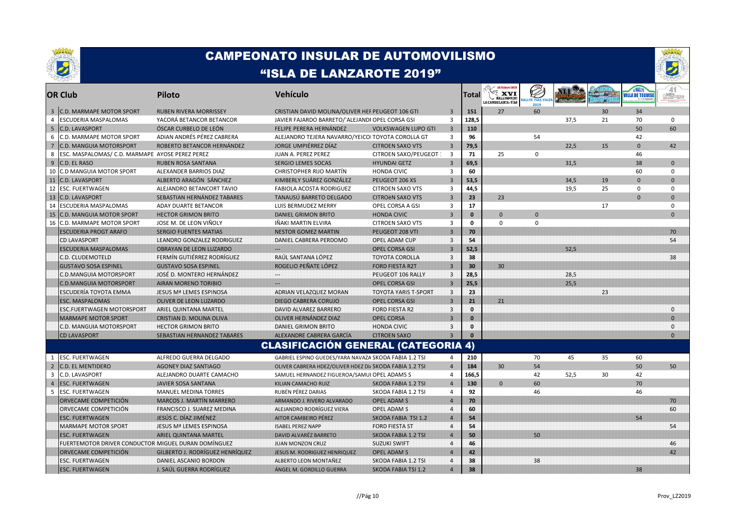# CAMPEONATO INSULAR DE AUTOMOVILISMO

## "ISLA DE LANZAROTE 2019"

| OR | Club | Piloto | Vehículo | | | Total | Rallysprint La Candelaria-Tías | Rallye Tías-Yaiza | XLI | | Rallye Villa de Teguise | 41 |
|---|---|---|---|---|---|---|---|---|---|---|---|---|
| 3 | C.D. MARMAPE MOTOR SPORT | RUBEN RIVERA MORRISSEY | CRISTIAN DAVID MOLINA/OLIVER HEF | PEUGEOT 106 GTI | 3 | 151 | 27 | 60 | | 30 | 34 | |
| 4 | ESCUDERIA MASPALOMAS | YACORÁ BETANCOR BETANCOR | JAVIER FAJARDO BARRETO/'ALEJANDI | OPEL CORSA GSI | 3 | 128,5 | | | 37,5 | 21 | 70 | 0 |
| 5 | C.D. LAVASPORT | ÓSCAR CURBELO DE LEÓN | FELIPE PERERA HERNÁNDEZ | VOLKSWAGEN LUPO GTI | 3 | 110 | | | | | 50 | 60 |
| 6 | C.D. MARMAPE MOTOR SPORT | ADIAN ANDRÉS PÉREZ CABRERA | ALEJANDRO TEJERA NAVARRO/YEICO | TOYOTA COROLLA GT | 3 | 96 | | 54 | | | 42 | |
| 7 | C.D. MANGUIA MOTORSPORT | ROBERTO BETANCOR HERNÁNDEZ | JORGE UMPIÉRREZ DÍAZ | CITROEN SAXO VTS | 3 | 79,5 | | | 22,5 | 15 | 0 | 42 |
| 8 | ESC. MASPALOMAS/ C.D. MARMAPE | AYOSE PEREZ PEREZ | JUAN A. PEREZ PEREZ | CITROEN SAXO/PEUGEOT | 3 | 71 | 25 | 0 | | | 46 | |
| 9 | C.D. EL RASO | RUBEN ROSA SANTANA | SERGIO LEMES SOCAS | HYUNDAI GETZ | 3 | 69,5 | | | 31,5 | | 38 | 0 |
| 10 | C.D MANGUIA MOTOR SPORT | ALEXANDER BARRIOS DIAZ | CHRISTOPHER RIJO MARTÍN | HONDA CIVIC | 3 | 60 | | | | | 60 | 0 |
| 11 | C.D. LAVASPORT | ALBERTO ARAGÓN SÁNCHEZ | KIMBERLY SUÁREZ GONZÁLEZ | PEUGEOT 206 XS | 3 | 53,5 | | | 34,5 | 19 | 0 | 0 |
| 12 | ESC. FUERTWAGEN | ALEJANDRO BETANCORT TAVIO | FABIOLA ACOSTA RODRIGUEZ | CITROEN SAXO VTS | 3 | 44,5 | | | 19,5 | 25 | 0 | 0 |
| 13 | C.D. LAVASPORT | SEBASTIAN HERNÁNDEZ TABARES | TANAUSÚ BARRETO DELGADO | CITROëN SAXO VTS | 3 | 23 | 23 | | | | 0 | 0 |
| 14 | ESCUDERIA MASPALOMAS | ADAY DUARTE BETANCOR | LUIS BERMUDEZ MERRY | OPEL CORSA A GSI | 3 | 17 | | | | 17 | | 0 |
| 15 | C.D. MANGUIA MOTOR SPORT | HECTOR GRIMON BRITO | DANIEL GRIMON BRITO | HONDA CIVIC | 3 | 0 | 0 | 0 | | | | 0 |
| 16 | C.D. MARMAPE MOTOR SPORT | JOSE M. DE LEON VIÑOLY | IÑAKI MARTIN ELVIRA | CITROEN SAXO VTS | 3 | 0 | 0 | 0 | | | | |
| | ESCUDERIA PROGT ARAFO | SERGIO FUENTES MATIAS | NESTOR GOMEZ MARTIN | PEUGEOT 208 VTI | 3 | 70 | | | | | | 70 |
| | CD LAVASPORT | LEANDRO GONZALEZ RODRIGUEZ | DANIEL CABRERA PERDOMO | OPEL ADAM CUP | 3 | 54 | | | | | | 54 |
| | ESCUDERIA MASPALOMAS | OBRAYAN DE LEON LUZARDO | --- | OPEL CORSA GSI | 3 | 52,5 | | | 52,5 | | | |
| | C.D. CLUDEMOTELD | FERMÍN GUTIÉRREZ RODRÍGUEZ | RAÚL SANTANA LÓPEZ | TOYOTA COROLLA | 3 | 38 | | | | | | 38 |
| | GUSTAVO SOSA ESPINEL | GUSTAVO SOSA ESPINEL | ROGELIO PEÑATE LÓPEZ | FORD FIESTA R2T | 3 | 30 | 30 | | | | | |
| | C.D.MANGUIA MOTORSPORT | JOSÉ D. MONTERO HERNÁNDEZ | --- | PEUGEOT 106 RALLY | 3 | 28,5 | | | 28,5 | | | |
| | C.D.MANGUIA MOTORSPORT | AIRAN MORENO TORIBIO | --- | OPEL CORSA GSI | 3 | 25,5 | | | 25,5 | | | |
| | ESCUDERÍA TOYOTA EMMA | JESUS Mª LEMES ESPINOSA | ADRIAN VELAZQUEZ MORAN | TOYOTA YARIS T-SPORT | 3 | 23 | | | | 23 | | |
| | ESC. MASPALOMAS | OLIVER DE LEON LUZARDO | DIEGO CABRERA CORUJO | OPEL CORSA GSI | 3 | 21 | 21 | | | | | |
| | ESC.FUERTWAGEN MOTORSPORT | ARIEL QUINTANA MARTEL | DAVID ALVAREZ BARRERO | FORD FIESTA R2 | 3 | 0 | | | | | | 0 |
| | MARMAPE MOTOR SPORT | CRISTIAN D. MOLINA OLIVA | OLIVER HERNÁNDEZ DIAZ | OPEL CORSA | 3 | 0 | | | | | | 0 |
| | C.D. MANGUIA MOTORSPORT | HECTOR GRIMON BRITO | DANIEL GRIMON BRITO | HONDA CIVIC | 3 | 0 | | | | | | 0 |
| | CD LAVASPORT | SEBASTIAN HERNANDEZ TABARES | ALEXANDRE CABRERA GARCÍA | CITROEN SAXO | 3 | 0 | | | | | | 0 |

## CLASIFICACIÓN GENERAL (CATEGORIA 4)

| OR | Club | Piloto | Vehículo | | | Total | Rallysprint La Candelaria-Tías | Rallye Tías-Yaiza | XLI | | Rallye Villa de Teguise | 41 |
|---|---|---|---|---|---|---|---|---|---|---|---|---|
| 1 | ESC. FUERTWAGEN | ALFREDO GUERRA DELGADO | GABRIEL ESPINO GUEDES/YARA NAVAZA | SKODA FABIA 1.2 TSI | 4 | 210 | | 70 | 45 | 35 | 60 | |
| 2 | C.D. EL MENTIDERO | AGONEY DIAZ SANTIAGO | OLIVER CABRERA HDEZ/OLIVER HDEZ DI | SKODA FABIA 1.2 TSI | 4 | 184 | 30 | 54 | | | 50 | 50 |
| 3 | C.D. LAVASPORT | ALEJANDRO DUARTE CAMACHO | SAMUEL HERNANDEZ FIGUEROA/SAMUI | OPEL ADAMS S | 4 | 166,5 | | 42 | 52,5 | 30 | 42 | |
| 4 | ESC. FUERTWAGEN | JAVIER SOSA SANTANA | KILIAN CAMACHO RUIZ | SKODA FABIA 1.2 TSI | 4 | 130 | 0 | 60 | | | 70 | |
| 5 | ESC. FUERTWAGEN | MANUEL MEDINA TORRES | RUBÉN PÉREZ DARIAS | SKODA FABIA 1.2 TSI | 4 | 92 | | 46 | | | 46 | |
| | ORVECAME COMPETICIÓN | MARCOS J. MARTÍN MARRERO | ARMANDO J. RIVERO ALVARADO | OPEL ADAM S | 4 | 70 | | | | | | 70 |
| | ORVECAME COMPETICIÓN | FRANCISCO J. SUAREZ MEDINA | ALEJANDRO RODRÍGUEZ VIERA | OPEL ADAM S | 4 | 60 | | | | | | 60 |
| | ESC. FUERTWAGEN | JESÚS C. DÍAZ JIMÉNEZ | AITOR CAMBEIRO PÉREZ | SKODA FABIA TSI 1.2 | 4 | 54 | | | | | 54 | |
| | MARMAPE MOTOR SPORT | JESUS Mª LEMES ESPINOSA | ISABEL PEREZ NAPP | FORD FIESTA ST | 4 | 54 | | | | | | 54 |
| | ESC. FUERTWAGEN | ARIEL QUINTANA MARTEL | DAVID ALVARÉZ BARRETO | SKODA FABIA 1.2 TSI | 4 | 50 | | 50 | | | | |
| | FUERTEMOTOR DRIVER CONDUCTOR | MIGUEL DURAN DOMÍNGUEZ | JUAN MONZON CRUZ | SUZUKI SWIFT | 4 | 46 | | | | | | 46 |
| | ORVECAME COMPETICIÓN | GILBERTO J. RODRÍGUEZ HENRÍQUEZ | JESUS M. RODRIGUEZ HENRIQUEZ | OPEL ADAM S | 4 | 42 | | | | | | 42 |
| | ESC. FUERTWAGEN | DANIEL ASCANIO BORDON | ALBERTO LEON MONTAÑEZ | SKODA FABIA 1.2 TSI | 4 | 38 | | 38 | | | | |
| | ESC. FUERTWAGEN | J. SAÚL GUERRA RODRÍGUEZ | ÁNGEL M. GORDILLO GUERRA | SKODA FABIA TSI 1.2 | 4 | 38 | | | | | 38 | |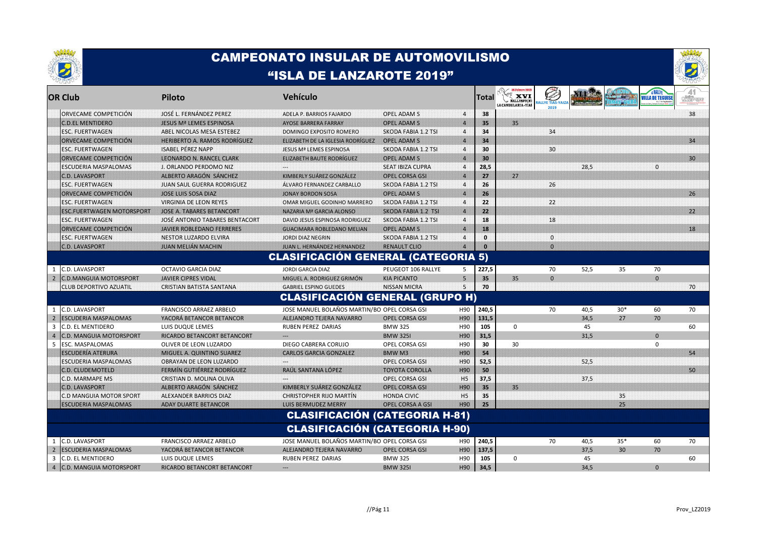# CAMPEONATO INSULAR DE AUTOMOVILISMO

## "ISLA DE LANZAROTE 2019"

| OR | Club | Piloto | Vehículo | | | Total | XVI Rallysprint La Candelaria-Tías | Rallye Tías-Yaiza 2019 | XLI | | Rallye Villa de Teguise | 41 |
|---|---|---|---|---|---|---|---|---|---|---|---|---|
| | ORVECAME COMPETICIÓN | JOSÉ L. FERNÁNDEZ PEREZ | ADELA P. BARRIOS FAJARDO | OPEL ADAM S | 4 | 38 | | | | | | 38 |
| | C.D.EL MENTIDERO | JESUS Mª LEMES ESPINOSA | AYOSE BARRERA FARRAY | OPEL ADAM S | 4 | 35 | 35 | | | | | |
| | ESC. FUERTWAGEN | ABEL NICOLAS MESA ESTEBEZ | DOMINGO EXPOSITO ROMERO | SKODA FABIA 1.2 TSI | 4 | 34 | | 34 | | | | |
| | ORVECAME COMPETICIÓN | HERIBERTO A. RAMOS RODRÍGUEZ | ELIZABETH DE LA IGLESIA RODRÍGUEZ | OPEL ADAM S | 4 | 34 | | | | | | 34 |
| | ESC. FUERTWAGEN | ISABEL PÉREZ NAPP | JESUS Mª LEMES ESPINOSA | SKODA FABIA 1.2 TSI | 4 | 30 | | 30 | | | | |
| | ORVECAME COMPETICIÓN | LEONARDO N. RANCEL CLARK | ELIZABETH BAUTE RODRÍGUEZ | OPEL ADAM S | 4 | 30 | | | | | | 30 |
| | ESCUDERIA MASPALOMAS | J. ORLANDO PERDOMO NIZ | --- | SEAT IBIZA CUPRA | 4 | 28,5 | | | 28,5 | | 0 | |
| | C.D. LAVASPORT | ALBERTO ARAGÓN SÁNCHEZ | KIMBERLY SUÁREZ GONZÁLEZ | OPEL CORSA GSI | 4 | 27 | 27 | | | | | |
| | ESC. FUERTWAGEN | JUAN SAUL GUERRA RODRIGUEZ | ÁLVARO FERNANDEZ CARBALLO | SKODA FABIA 1.2 TSI | 4 | 26 | | 26 | | | | |
| | ORVECAME COMPETICIÓN | JOSE LUIS SOSA DIAZ | JONAY BORDON SOSA | OPEL ADAM S | 4 | 26 | | | | | | 26 |
| | ESC. FUERTWAGEN | VIRGINIA DE LEON REYES | OMAR MIGUEL GODINHO MARRERO | SKODA FABIA 1.2 TSI | 4 | 22 | | 22 | | | | |
| | ESC.FUERTWAGEN MOTORSPORT | JOSE A. TABARES BETANCORT | NAZARIA Mª GARCIA ALONSO | SKODA FABIA 1.2 TSI | 4 | 22 | | | | | | 22 |
| | ESC. FUERTWAGEN | JOSÉ ANTONIO TABARES BENTACORT | DAVID JESUS ESPINOSA RODRIGUEZ | SKODA FABIA 1.2 TSI | 4 | 18 | | 18 | | | | |
| | ORVECAME COMPETICIÓN | JAVIER ROBLEDANO FERRERES | GUACIMARA ROBLEDANO MELIAN | OPEL ADAM S | 4 | 18 | | | | | | 18 |
| | ESC. FUERTWAGEN | NESTOR LUZARDO ELVIRA | JORDI DIAZ NEGRIN | SKODA FABIA 1.2 TSI | 4 | 0 | | 0 | | | | |
| | C.D. LAVASPORT | JUAN MELIÁN MACHIN | JUAN L. HERNÁNDEZ HERNANDEZ | RENAULT CLIO | 4 | 0 | | 0 | | | | |

## CLASIFICACIÓN GENERAL (CATEGORIA 5)

| OR | Club | Piloto | Vehículo | | | Total | | | | | | |
|---|---|---|---|---|---|---|---|---|---|---|---|---|
| 1 | C.D. LAVASPORT | OCTAVIO GARCIA DIAZ | JORDI GARCIA DIAZ | PEUGEOT 106 RALLYE | 5 | 227,5 | | 70 | 52,5 | 35 | 70 | |
| 2 | C.D.MANGUIA MOTORSPORT | JAVIER CIPRES VIDAL | MIGUEL A. RODRIGUEZ GRIMÓN | KIA PICANTO | 5 | 35 | 35 | 0 | | | 0 | |
| | CLUB DEPORTIVO AZUATIL | CRISTIAN BATISTA SANTANA | GABRIEL ESPINO GUEDES | NISSAN MICRA | 5 | 70 | | | | | | 70 |

## CLASIFICACIÓN GENERAL (GRUPO H)

| OR | Club | Piloto | Vehículo | | | Total | | | | | | |
|---|---|---|---|---|---|---|---|---|---|---|---|---|
| 1 | C.D. LAVASPORT | FRANCISCO ARRAEZ ARBELO | JOSE MANUEL BOLAÑOS MARTIN/BO | OPEL CORSA GSI | H90 | 240,5 | | 70 | 40,5 | 30* | 60 | 70 |
| 2 | ESCUDERIA MASPALOMAS | YACORÁ BETANCOR BETANCOR | ALEJANDRO TEJERA NAVARRO | OPEL CORSA GSI | H90 | 131,5 | | | 34,5 | 27 | 70 | |
| 3 | C.D. EL MENTIDERO | LUIS DUQUE LEMES | RUBEN PEREZ DARIAS | BMW 325 | H90 | 105 | 0 | | 45 | | | 60 |
| 4 | C.D. MANGUIA MOTORSPORT | RICARDO BETANCORT BETANCORT | --- | BMW 325I | H90 | 31,5 | | | 31,5 | | 0 | |
| 5 | ESC. MASPALOMAS | OLIVER DE LEON LUZARDO | DIEGO CABRERA CORUJO | OPEL CORSA GSI | H90 | 30 | 30 | | | | 0 | |
| | ESCUDERÍA ATERURA | MIGUEL A. QUINTINO SUAREZ | CARLOS GARCIA GONZALEZ | BMW M3 | H90 | 54 | | | | | | 54 |
| | ESCUDERIA MASPALOMAS | OBRAYAN DE LEON LUZARDO | --- | OPEL CORSA GSI | H90 | 52,5 | | | 52,5 | | | |
| | C.D. CLUDEMOTELD | FERMÍN GUTIÉRREZ RODRÍGUEZ | RAÚL SANTANA LÓPEZ | TOYOTA COROLLA | H90 | 50 | | | | | | 50 |
| | C.D. MARMAPE MS | CRISTIAN D. MOLINA OLIVA | --- | OPEL CORSA GSI | H5 | 37,5 | | | 37,5 | | | |
| | C.D. LAVASPORT | ALBERTO ARAGÓN SÁNCHEZ | KIMBERLY SUÁREZ GONZÁLEZ | OPEL CORSA GSI | H90 | 35 | 35 | | | | | |
| | C.D MANGUIA MOTOR SPORT | ALEXANDER BARRIOS DIAZ | CHRISTOPHER RIJO MARTÍN | HONDA CIVIC | H5 | 35 | | | | 35 | | |
| | ESCUDERIA MASPALOMAS | ADAY DUARTE BETANCOR | LUIS BERMUDEZ MERRY | OPEL CORSA A GSI | H90 | 25 | | | | 25 | | |

## CLASIFICACIÓN (CATEGORIA H-81)

## CLASIFICACIÓN (CATEGORIA H-90)

| OR | Club | Piloto | Vehículo | | | Total | | | | | | |
|---|---|---|---|---|---|---|---|---|---|---|---|---|
| 1 | C.D. LAVASPORT | FRANCISCO ARRAEZ ARBELO | JOSE MANUEL BOLAÑOS MARTIN/BO | OPEL CORSA GSI | H90 | 240,5 | | 70 | 40,5 | 35* | 60 | 70 |
| 2 | ESCUDERIA MASPALOMAS | YACORÁ BETANCOR BETANCOR | ALEJANDRO TEJERA NAVARRO | OPEL CORSA GSI | H90 | 137,5 | | | 37,5 | 30 | 70 | |
| 3 | C.D. EL MENTIDERO | LUIS DUQUE LEMES | RUBEN PEREZ DARIAS | BMW 325 | H90 | 105 | 0 | | 45 | | | 60 |
| 4 | C.D. MANGUIA MOTORSPORT | RICARDO BETANCORT BETANCORT | --- | BMW 325I | H90 | 34,5 | | | 34,5 | | 0 | |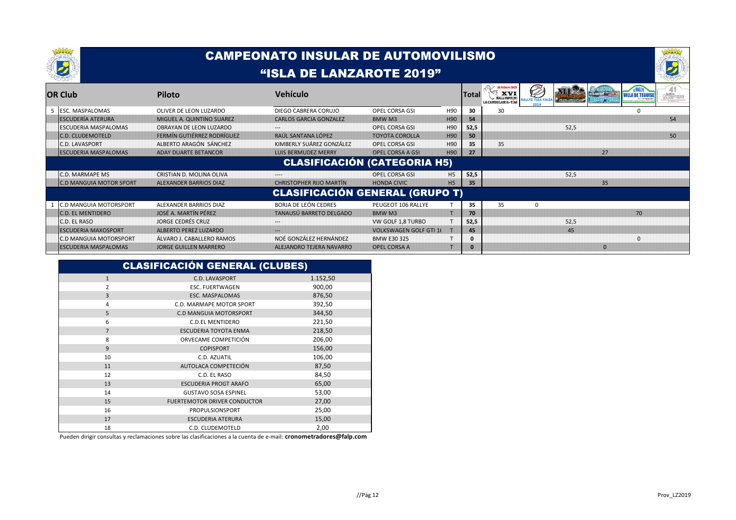# CAMPEONATO INSULAR DE AUTOMOVILISMO
## "ISLA DE LANZAROTE 2019"

| OR | Club | Piloto | Vehículo | | | Total | XVI Rallysprint La Candelaria-Tías | Rallye Tías-Yaiza 2019 | XLI | | Rallye Villa de Teguise | 41 |
|---|---|---|---|---|---|---|---|---|---|---|---|---|
| 5 | ESC. MASPALOMAS | OLIVER DE LEON LUZARDO | DIEGO CABRERA CORUJO | OPEL CORSA GSI | H90 | 30 | 30 | | | | 0 | |
| | ESCUDERÍA ATERURA | MIGUEL A. QUINTINO SUAREZ | CARLOS GARCIA GONZALEZ | BMW M3 | H90 | 54 | | | | | | 54 |
| | ESCUDERIA MASPALOMAS | OBRAYAN DE LEON LUZARDO | --- | OPEL CORSA GSI | H90 | 52,5 | | | 52,5 | | | |
| | C.D. CLUDEMOTELD | FERMÍN GUTIÉRREZ RODRÍGUEZ | RAÚL SANTANA LÓPEZ | TOYOTA COROLLA | H90 | 50 | | | | | | 50 |
| | C.D. LAVASPORT | ALBERTO ARAGÓN SÁNCHEZ | KIMBERLY SUÁREZ GONZÁLEZ | OPEL CORSA GSI | H90 | 35 | 35 | | | | | |
| | ESCUDERIA MASPALOMAS | ADAY DUARTE BETANCOR | LUIS BERMUDEZ MERRY | OPEL CORSA A GSI | H90 | 27 | | | | 27 | | |
| | | | **CLASIFICACIÓN (CATEGORIA H5)** | | | | | | | | | |
| | C.D. MARMAPE MS | CRISTIAN D. MOLINA OLIVA | ---- | OPEL CORSA GSI | H5 | 52,5 | | | 52,5 | | | |
| | C.D MANGUIA MOTOR SPORT | ALEXANDER BARRIOS DIAZ | CHRISTOPHER RIJO MARTÍN | HONDA CIVIC | H5 | 35 | | | | 35 | | |
| | | | **CLASIFICACIÓN GENERAL (GRUPO T)** | | | | | | | | | |
| 1 | C.D MANGUIA MOTORSPORT | ALEXANDER BARRIOS DIAZ | BORJA DE LEÓN CEDRES | PEUGEOT 106 RALLYE | T | 35 | 35 | 0 | | | | |
| | C.D. EL MENTIDERO | JOSÉ A. MARTÍN PÉREZ | TANAUSÚ BARRETO DELGADO | BMW M3 | T | 70 | | | | | 70 | |
| | C.D. EL RASO | JORGE CEDRÉS CRUZ | --- | VW GOLF 1,8 TURBO | T | 52,5 | | | 52,5 | | | |
| | ESCUDERIA MAXOSPORT | ALBERTO PEREZ LUZARDO | --- | VOLKSWAGEN GOLF GTI 16 | T | 45 | | | 45 | | | |
| | C.D MANGUIA MOTORSPORT | ÁLVARO J. CABALLERO RAMOS | NOÉ GONZÁLEZ HERNÁNDEZ | BMW E30 325 | T | 0 | | | | | 0 | |
| | ESCUDERIA MASPALOMAS | JORGE GUILLEN MARRERO | ALEJANDRO TEJERA NAVARRO | OPEL CORSA A | T | 0 | | | | 0 | | |

## CLASIFICACIÓN GENERAL (CLUBES)

| | | |
|---|---|---|
| 1 | C.D. LAVASPORT | 1.152,50 |
| 2 | ESC. FUERTWAGEN | 900,00 |
| 3 | ESC. MASPALOMAS | 876,50 |
| 4 | C.D. MARMAPE MOTOR SPORT | 392,50 |
| 5 | C.D MANGUIA MOTORSPORT | 344,50 |
| 6 | C.D.EL MENTIDERO | 221,50 |
| 7 | ESCUDERIA TOYOTA ENMA | 218,50 |
| 8 | ORVECAME COMPETICIÓN | 206,00 |
| 9 | COPISPORT | 156,00 |
| 10 | C.D. AZUATIL | 106,00 |
| 11 | AUTOLACA COMPETECIÓN | 87,50 |
| 12 | C.D. EL RASO | 84,50 |
| 13 | ESCUDERIA PROGT ARAFO | 65,00 |
| 14 | GUSTAVO SOSA ESPINEL | 53,00 |
| 15 | FUERTEMOTOR DRIVER CONDUCTOR | 27,00 |
| 16 | PROPULSIONSPORT | 25,00 |
| 17 | ESCUDERIA ATERURA | 15,00 |
| 18 | C.D. CLUDEMOTELD | 2,00 |

Pueden dirigir consultas y reclamaciones sobre las clasificaciones a la cuenta de e-mail: **cronometradores@falp.com**